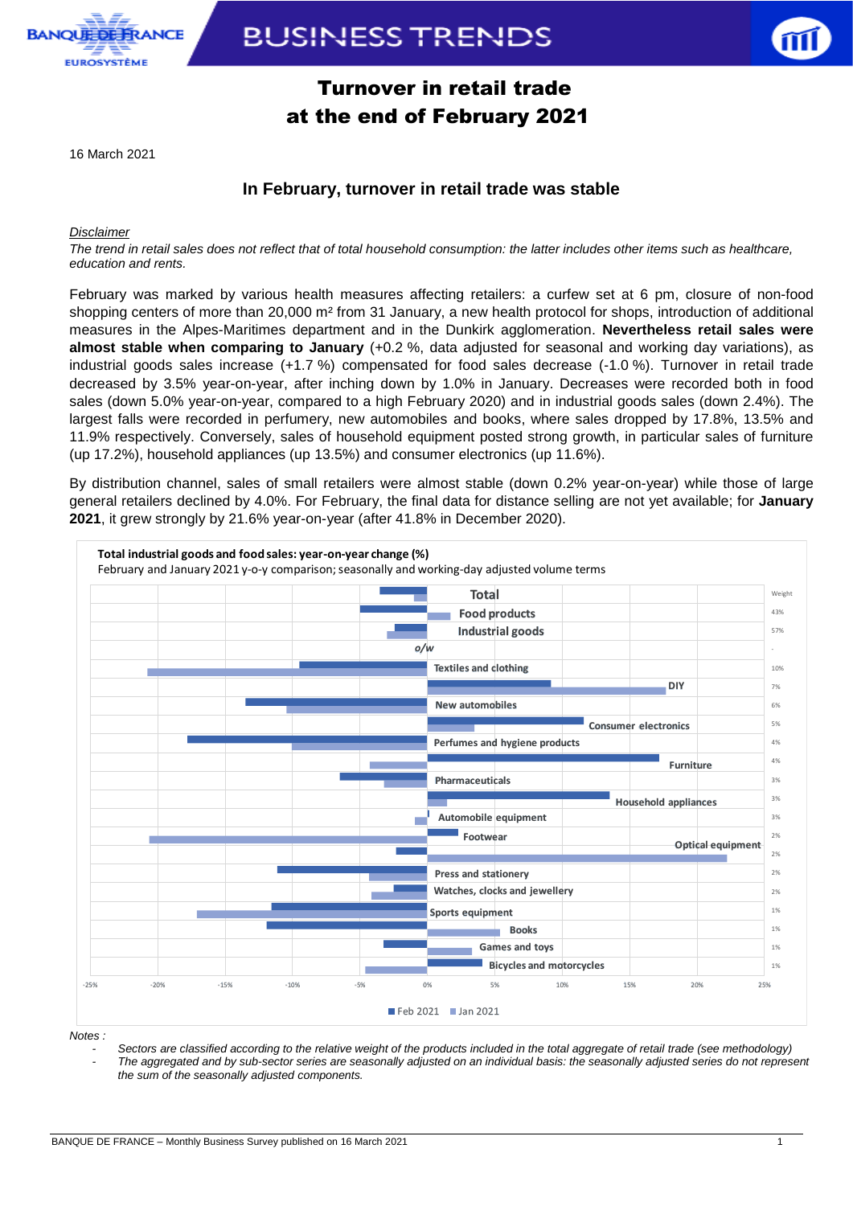# Turnover in retail trade at the end of February 2021

16 March 2021

## In February, turnover in retail trade was stable

*Disclaimer*

*The trend in retail sales does not reflect that of total household consumption: the latter includes other items such as healthcare, education and rents.*

February was marked by various health measures affecting retailers: a curfew set at 6 pm, closure of non-food shopping centers of more than 20,000 m² from 31 January, a new health protocol for shops, introduction of additional measures in the Alpes-Maritimes department and in the Dunkirk agglomeration. **Nevertheless retail sales were almost stable when comparing to January** (+0.2 %, data adjusted for seasonal and working day variations), as industrial goods sales increase (+1.7 %) compensated for food sales decrease (-1.0 %). Turnover in retail trade decreased by 3.5% year-on-year, after inching down by 1.0% in January. Decreases were recorded both in food sales (down 5.0% year-on-year, compared to a high February 2020) and in industrial goods sales (down 2.4%). The largest falls were recorded in perfumery, new automobiles and books, where sales dropped by 17.8%, 13.5% and 11.9% respectively. Conversely, sales of household equipment posted strong growth, in particular sales of furniture (up 17.2%), household appliances (up 13.5%) and consumer electronics (up 11.6%).

By distribution channel, sales of small retailers were almost stable (down 0.2% year-on-year) while those of large general retailers declined by 4.0%. For February, the final data for distance selling are not yet available; for **January 2021**, it grew strongly by 21.6% year-on-year (after 41.8% in December 2020).

**Total industrial goods and food sales: year-on-year change (%)**

February and January 2021 y-o-y comparison; seasonally and working-day adjusted volume terms

| Sector | Weight |
|---|---|
| Total | |
| Food products | 43% |
| Industrial goods | 57% |
| *o/w* | - |
| Textiles and clothing | 10% |
| DIY | 7% |
| New automobiles | 6% |
| Consumer electronics | 5% |
| Perfumes and hygiene products | 4% |
| Furniture | 4% |
| Pharmaceuticals | 3% |
| Household appliances | 3% |
| Automobile equipment | 3% |
| Footwear | 2% |
| Optical equipment | 2% |
| Press and stationery | 2% |
| Watches, clocks and jewellery | 2% |
| Sports equipment | 1% |
| Books | 1% |
| Games and toys | 1% |
| Bicycles and motorcycles | 1% |

Axis: -25% to 25%. Legend: Feb 2021, Jan 2021

*Notes :*

- *Sectors are classified according to the relative weight of the products included in the total aggregate of retail trade (see methodology)*
- *The aggregated and by sub-sector series are seasonally adjusted on an individual basis: the seasonally adjusted series do not represent the sum of the seasonally adjusted components.*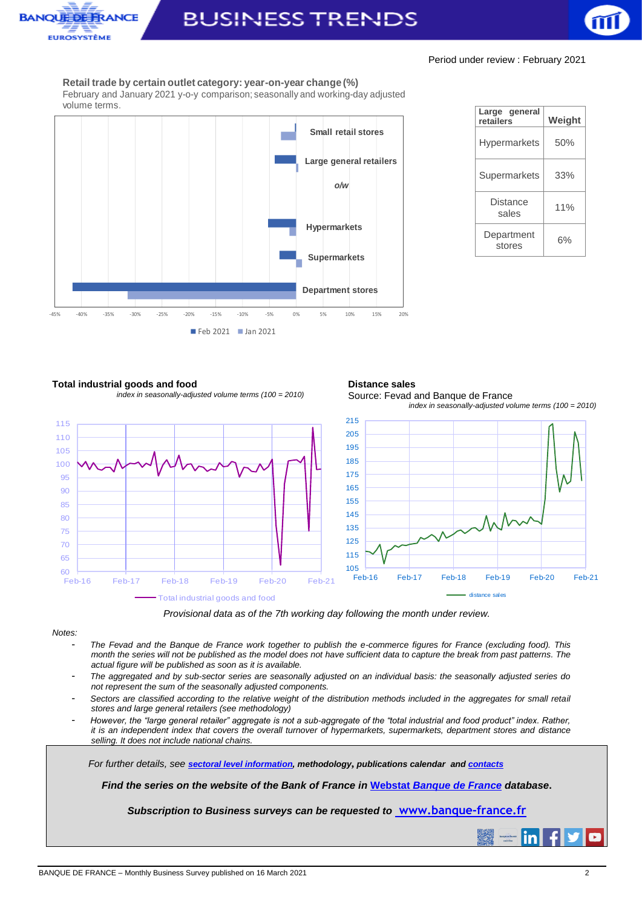Period under review : February 2021

**Retail trade by certain outlet category: year-on-year change (%)**

February and January 2021 y-o-y comparison; seasonally and working-day adjusted volume terms.

Small retail stores
Large general retailers
o/w
Hypermarkets
Supermarkets
Department stores

-45% -40% -35% -30% -25% -20% -15% -10% -5% 0% 5% 10% 15% 20%

Feb 2021 Jan 2021

| Large general retailers | Weight |
|---|---|
| Hypermarkets | 50% |
| Supermarkets | 33% |
| Distance sales | 11% |
| Department stores | 6% |

**Total industrial goods and food**

*index in seasonally-adjusted volume terms (100 = 2010)*

115 110 105 100 95 90 85 80 75 70 65 60

Feb-16 Feb-17 Feb-18 Feb-19 Feb-20 Feb-21

Total industrial goods and food

**Distance sales**

Source: Fevad and Banque de France

*index in seasonally-adjusted volume terms (100 = 2010)*

215 205 195 185 175 165 155 145 135 125 115 105

Feb-16 Feb-17 Feb-18 Feb-19 Feb-20 Feb-21

distance sales

*Provisional data as of the 7th working day following the month under review.*

*Notes:*

- *The Fevad and the Banque de France work together to publish the e-commerce figures for France (excluding food). This month the series will not be published as the model does not have sufficient data to capture the break from past patterns. The actual figure will be published as soon as it is available.*
- *The aggregated and by sub-sector series are seasonally adjusted on an individual basis: the seasonally adjusted series do not represent the sum of the seasonally adjusted components.*
- *Sectors are classified according to the relative weight of the distribution methods included in the aggregates for small retail stores and large general retailers (see methodology)*
- *However, the "large general retailer" aggregate is not a sub-aggregate of the "total industrial and food product" index. Rather, it is an independent index that covers the overall turnover of hypermarkets, supermarkets, department stores and distance selling. It does not include national chains.*

*For further details, see* ***sectoral level information**, **methodology**, **publications calendar** and **contacts***

***Find the series on the website of the Bank of France in Webstat Banque de France database.***

***Subscription to Business surveys can be requested to www.banque-france.fr***

BANQUE DE FRANCE – Monthly Business Survey published on 16 March 2021